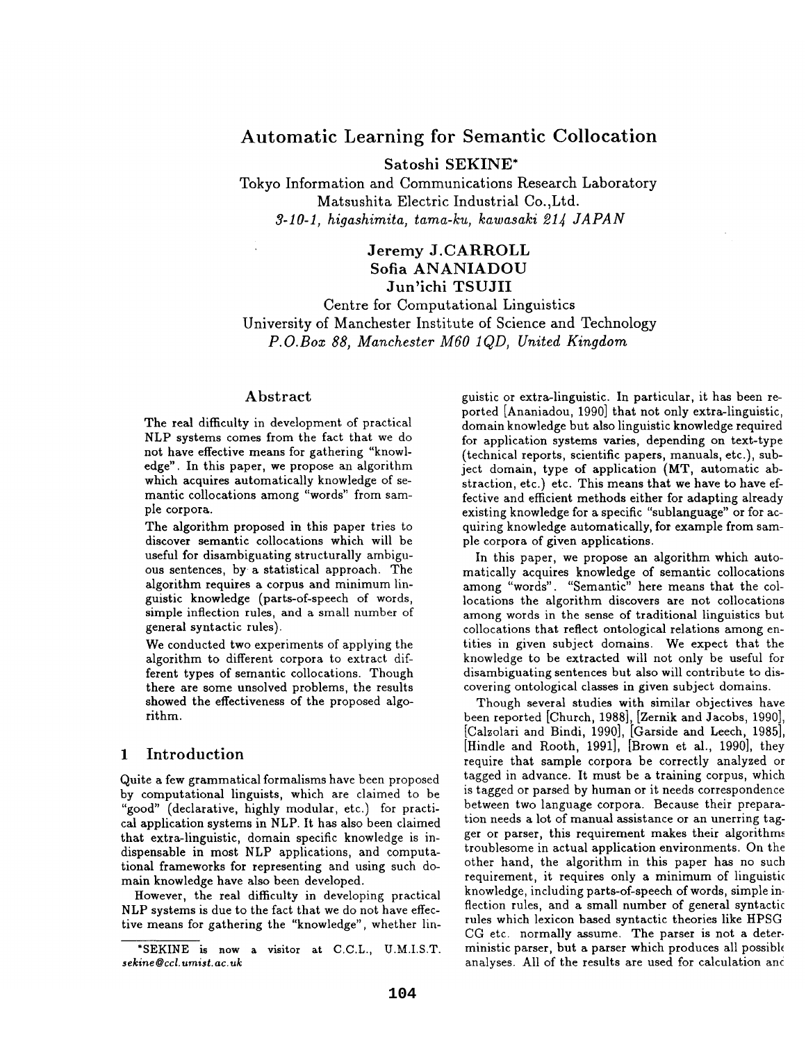# Automatic Learning for Semantic Collocation

**Satoshi SEKINE***

Tokyo Information and Communications Research Laboratory
Matsushita Electric Industrial Co.,Ltd.
*3-10-1, higashimita, tama-ku, kawasaki 214 JAPAN*

**Jeremy J.CARROLL**
**Sofia ANANIADOU**
**Jun'ichi TSUJII**

Centre for Computational Linguistics
University of Manchester Institute of Science and Technology
*P.O.Box 88, Manchester M60 1QD, United Kingdom*

## Abstract

The real difficulty in development of practical NLP systems comes from the fact that we do not have effective means for gathering "knowledge". In this paper, we propose an algorithm which acquires automatically knowledge of semantic collocations among "words" from sample corpora.

The algorithm proposed in this paper tries to discover semantic collocations which will be useful for disambiguating structurally ambiguous sentences, by a statistical approach. The algorithm requires a corpus and minimum linguistic knowledge (parts-of-speech of words, simple inflection rules, and a small number of general syntactic rules).

We conducted two experiments of applying the algorithm to different corpora to extract different types of semantic collocations. Though there are some unsolved problems, the results showed the effectiveness of the proposed algorithm.

## 1 Introduction

Quite a few grammatical formalisms have been proposed by computational linguists, which are claimed to be "good" (declarative, highly modular, etc.) for practical application systems in NLP. It has also been claimed that extra-linguistic, domain specific knowledge is indispensable in most NLP applications, and computational frameworks for representing and using such domain knowledge have also been developed.

However, the real difficulty in developing practical NLP systems is due to the fact that we do not have effective means for gathering the "knowledge", whether linguistic or extra-linguistic. In particular, it has been reported [Ananiadou, 1990] that not only extra-linguistic, domain knowledge but also linguistic knowledge required for application systems varies, depending on text-type (technical reports, scientific papers, manuals, etc.), subject domain, type of application (MT, automatic abstraction, etc.) etc. This means that we have to have effective and efficient methods either for adapting already existing knowledge for a specific "sublanguage" or for acquiring knowledge automatically, for example from sample corpora of given applications.

In this paper, we propose an algorithm which automatically acquires knowledge of semantic collocations among "words". "Semantic" here means that the collocations the algorithm discovers are not collocations among words in the sense of traditional linguistics but collocations that reflect ontological relations among entities in given subject domains. We expect that the knowledge to be extracted will not only be useful for disambiguating sentences but also will contribute to discovering ontological classes in given subject domains.

Though several studies with similar objectives have been reported [Church, 1988], [Zernik and Jacobs, 1990], [Calzolari and Bindi, 1990], [Garside and Leech, 1985], [Hindle and Rooth, 1991], [Brown et al., 1990], they require that sample corpora be correctly analyzed or tagged in advance. It must be a training corpus, which is tagged or parsed by human or it needs correspondence between two language corpora. Because their preparation needs a lot of manual assistance or an unerring tagger or parser, this requirement makes their algorithms troublesome in actual application environments. On the other hand, the algorithm in this paper has no such requirement, it requires only a minimum of linguistic knowledge, including parts-of-speech of words, simple inflection rules, and a small number of general syntactic rules which lexicon based syntactic theories like HPSG CG etc. normally assume. The parser is not a deterministic parser, but a parser which produces all possible analyses. All of the results are used for calculation and

*SEKINE is now a visitor at C.C.L., U.M.I.S.T. *sekine@ccl.umist.ac.uk*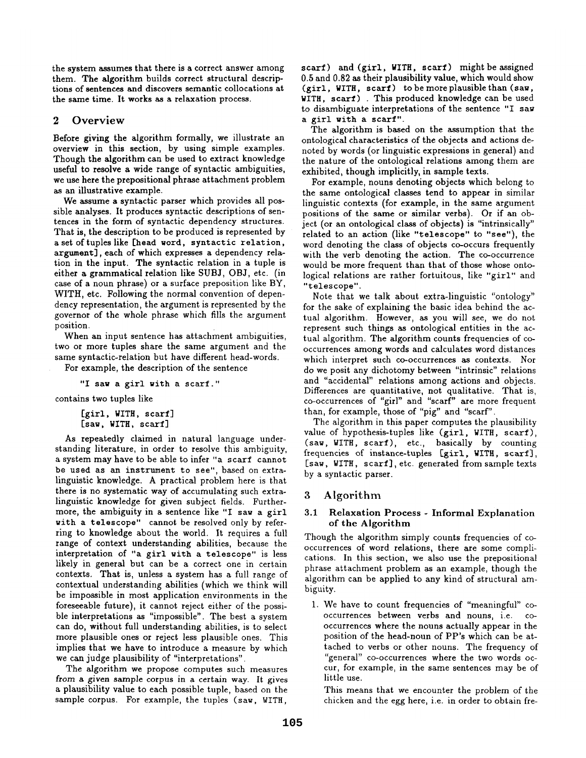the system assumes that there is a correct answer among them. The algorithm builds correct structural descriptions of sentences and discovers semantic collocations at the same time. It works as a relaxation process.

## 2 Overview

Before giving the algorithm formally, we illustrate an overview in this section, by using simple examples. Though the algorithm can be used to extract knowledge useful to resolve a wide range of syntactic ambiguities, we use here the prepositional phrase attachment problem as an illustrative example.

We assume a syntactic parser which provides all possible analyses. It produces syntactic descriptions of sentences in the form of syntactic dependency structures. That is, the description to be produced is represented by a set of tuples like `[head word, syntactic relation, argument]`, each of which expresses a dependency relation in the input. The syntactic relation in a tuple is either a grammatical relation like SUBJ, OBJ, etc. (in case of a noun phrase) or a surface preposition like BY, WITH, etc. Following the normal convention of dependency representation, the argument is represented by the governor of the whole phrase which fills the argument position.

When an input sentence has attachment ambiguities, two or more tuples share the same argument and the same syntactic-relation but have different head-words.

For example, the description of the sentence

`"I saw a girl with a scarf."`

contains two tuples like

```
[girl, WITH, scarf]
[saw, WITH, scarf]
```

As repeatedly claimed in natural language understanding literature, in order to resolve this ambiguity, a system may have to be able to infer `"a scarf cannot be used as an instrument to see"`, based on extra-linguistic knowledge. A practical problem here is that there is no systematic way of accumulating such extra-linguistic knowledge for given subject fields. Furthermore, the ambiguity in a sentence like `"I saw a girl with a telescope"` cannot be resolved only by referring to knowledge about the world. It requires a full range of context understanding abilities, because the interpretation of `"a girl with a telescope"` is less likely in general but can be a correct one in certain contexts. That is, unless a system has a full range of contextual understanding abilities (which we think will be impossible in most application environments in the foreseeable future), it cannot reject either of the possible interpretations as "impossible". The best a system can do, without full understanding abilities, is to select more plausible ones or reject less plausible ones. This implies that we have to introduce a measure by which we can judge plausibility of "interpretations".

The algorithm we propose computes such measures from a given sample corpus in a certain way. It gives a plausibility value to each possible tuple, based on the sample corpus. For example, the tuples `(saw, WITH, scarf)` and `(girl, WITH, scarf)` might be assigned 0.5 and 0.82 as their plausibility value, which would show `(girl, WITH, scarf)` to be more plausible than `(saw, WITH, scarf)`. This produced knowledge can be used to disambiguate interpretations of the sentence `"I saw a girl with a scarf"`.

The algorithm is based on the assumption that the ontological characteristics of the objects and actions denoted by words (or linguistic expressions in general) and the nature of the ontological relations among them are exhibited, though implicitly, in sample texts.

For example, nouns denoting objects which belong to the same ontological classes tend to appear in similar linguistic contexts (for example, in the same argument positions of the same or similar verbs). Or if an object (or an ontological class of objects) is "intrinsically" related to an action (like `"telescope"` to `"see"`), the word denoting the class of objects co-occurs frequently with the verb denoting the action. The co-occurrence would be more frequent than that of those whose ontological relations are rather fortuitous, like `"girl"` and `"telescope"`.

Note that we talk about extra-linguistic "ontology" for the sake of explaining the basic idea behind the actual algorithm. However, as you will see, we do not represent such things as ontological entities in the actual algorithm. The algorithm counts frequencies of co-occurrences among words and calculates word distances which interpret such co-occurrences as contexts. Nor do we posit any dichotomy between "intrinsic" relations and "accidental" relations among actions and objects. Differences are quantitative, not qualitative. That is, co-occurrences of "girl" and "scarf" are more frequent than, for example, those of "pig" and "scarf".

The algorithm in this paper computes the plausibility value of hypothesis-tuples like `(girl, WITH, scarf)`, `(saw, WITH, scarf)`, etc., basically by counting frequencies of instance-tuples `[girl, WITH, scarf]`, `[saw, WITH, scarf]`, etc. generated from sample texts by a syntactic parser.

## 3 Algorithm

### 3.1 Relaxation Process - Informal Explanation of the Algorithm

Though the algorithm simply counts frequencies of co-occurrences of word relations, there are some complications. In this section, we also use the prepositional phrase attachment problem as an example, though the algorithm can be applied to any kind of structural ambiguity.

1. We have to count frequencies of "meaningful" co-occurrences between verbs and nouns, i.e. co-occurrences where the nouns actually appear in the position of the head-noun of PP's which can be attached to verbs or other nouns. The frequency of "general" co-occurrences where the two words occur, for example, in the same sentences may be of little use.

   This means that we encounter the problem of the chicken and the egg here, i.e. in order to obtain fre-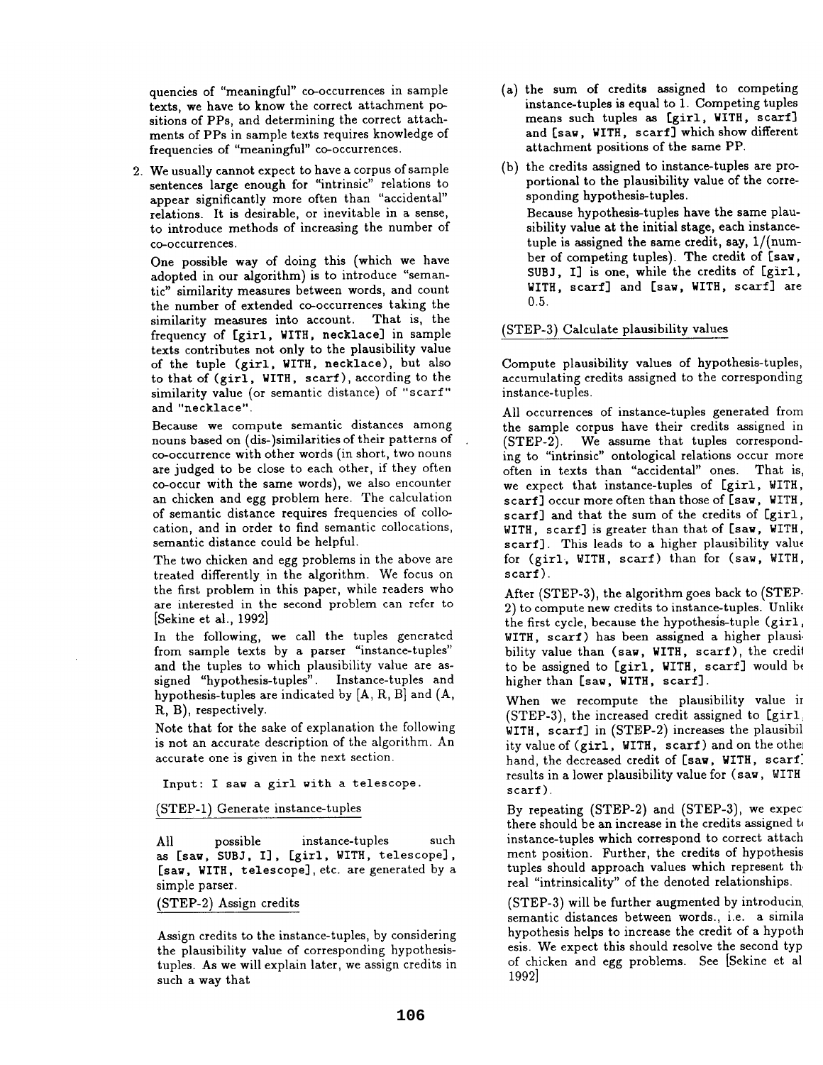quencies of "meaningful" co-occurrences in sample texts, we have to know the correct attachment positions of PPs, and determining the correct attachments of PPs in sample texts requires knowledge of frequencies of "meaningful" co-occurrences.

2. We usually cannot expect to have a corpus of sample sentences large enough for "intrinsic" relations to appear significantly more often than "accidental" relations. It is desirable, or inevitable in a sense, to introduce methods of increasing the number of co-occurrences.

   One possible way of doing this (which we have adopted in our algorithm) is to introduce "semantic" similarity measures between words, and count the number of extended co-occurrences taking the similarity measures into account. That is, the frequency of [girl, WITH, necklace] in sample texts contributes not only to the plausibility value of the tuple (girl, WITH, necklace), but also to that of (girl, WITH, scarf), according to the similarity value (or semantic distance) of "scarf" and "necklace".

   Because we compute semantic distances among nouns based on (dis-)similarities of their patterns of co-occurrence with other words (in short, two nouns are judged to be close to each other, if they often co-occur with the same words), we also encounter an chicken and egg problem here. The calculation of semantic distance requires frequencies of collocation, and in order to find semantic collocations, semantic distance could be helpful.

   The two chicken and egg problems in the above are treated differently in the algorithm. We focus on the first problem in this paper, while readers who are interested in the second problem can refer to [Sekine et al., 1992]

   In the following, we call the tuples generated from sample texts by a parser "instance-tuples" and the tuples to which plausibility value are assigned "hypothesis-tuples". Instance-tuples and hypothesis-tuples are indicated by [A, R, B] and (A, R, B), respectively.

   Note that for the sake of explanation the following is not an accurate description of the algorithm. An accurate one is given in the next section.

```
Input: I saw a girl with a telescope.
```

(STEP-1) Generate instance-tuples

All possible instance-tuples such as [saw, SUBJ, I], [girl, WITH, telescope], [saw, WITH, telescope], etc. are generated by a simple parser.

(STEP-2) Assign credits

Assign credits to the instance-tuples, by considering the plausibility value of corresponding hypothesis-tuples. As we will explain later, we assign credits in such a way that

(a) the sum of credits assigned to competing instance-tuples is equal to 1. Competing tuples means such tuples as [girl, WITH, scarf] and [saw, WITH, scarf] which show different attachment positions of the same PP.

(b) the credits assigned to instance-tuples are proportional to the plausibility value of the corresponding hypothesis-tuples.

   Because hypothesis-tuples have the same plausibility value at the initial stage, each instance-tuple is assigned the same credit, say, 1/(number of competing tuples). The credit of [saw, SUBJ, I] is one, while the credits of [girl, WITH, scarf] and [saw, WITH, scarf] are 0.5.

(STEP-3) Calculate plausibility values

Compute plausibility values of hypothesis-tuples, accumulating credits assigned to the corresponding instance-tuples.

All occurrences of instance-tuples generated from the sample corpus have their credits assigned in (STEP-2). We assume that tuples corresponding to "intrinsic" ontological relations occur more often in texts than "accidental" ones. That is, we expect that instance-tuples of [girl, WITH, scarf] occur more often than those of [saw, WITH, scarf] and that the sum of the credits of [girl, WITH, scarf] is greater than that of [saw, WITH, scarf]. This leads to a higher plausibility value for (girl, WITH, scarf) than for (saw, WITH, scarf).

After (STEP-3), the algorithm goes back to (STEP-2) to compute new credits to instance-tuples. Unlike the first cycle, because the hypothesis-tuple (girl, WITH, scarf) has been assigned a higher plausibility value than (saw, WITH, scarf), the credit to be assigned to [girl, WITH, scarf] would be higher than [saw, WITH, scarf].

When we recompute the plausibility value in (STEP-3), the increased credit assigned to [girl, WITH, scarf] in (STEP-2) increases the plausibility value of (girl, WITH, scarf) and on the other hand, the decreased credit of [saw, WITH, scarf] results in a lower plausibility value for (saw, WITH scarf).

By repeating (STEP-2) and (STEP-3), we expect there should be an increase in the credits assigned to instance-tuples which correspond to correct attachment position. Further, the credits of hypothesis tuples should approach values which represent the real "intrinsicality" of the denoted relationships.

(STEP-3) will be further augmented by introducing semantic distances between words., i.e. a similar hypothesis helps to increase the credit of a hypothesis. We expect this should resolve the second type of chicken and egg problems. See [Sekine et al 1992]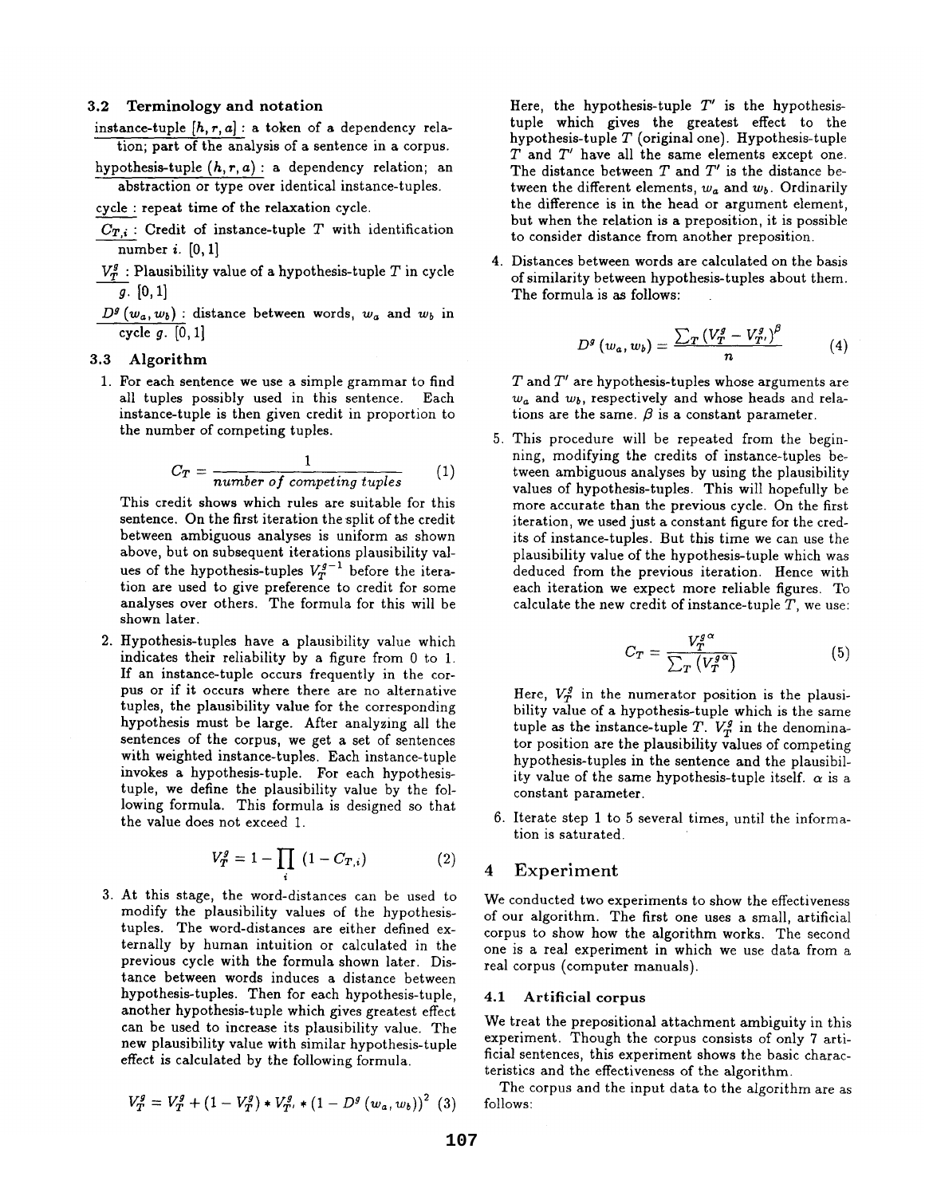### 3.2 Terminology and notation

instance-tuple $[h, r, a]$ : a token of a dependency relation; part of the analysis of a sentence in a corpus.

hypothesis-tuple $(h, r, a)$ : a dependency relation; an abstraction or type over identical instance-tuples.

cycle : repeat time of the relaxation cycle.

$C_{T,i}$ : Credit of instance-tuple $T$ with identification number $i$. $[0, 1]$

$V_T^g$ : Plausibility value of a hypothesis-tuple $T$ in cycle $g$. $[0, 1]$

$D^g(w_a, w_b)$ : distance between words, $w_a$ and $w_b$ in cycle $g$. $[0, 1]$

### 3.3 Algorithm

1. For each sentence we use a simple grammar to find all tuples possibly used in this sentence. Each instance-tuple is then given credit in proportion to the number of competing tuples.

$$C_T = \frac{1}{\textit{number of competing tuples}} \quad (1)$$

This credit shows which rules are suitable for this sentence. On the first iteration the split of the credit between ambiguous analyses is uniform as shown above, but on subsequent iterations plausibility values of the hypothesis-tuples $V_T^{g-1}$ before the iteration are used to give preference to credit for some analyses over others. The formula for this will be shown later.

2. Hypothesis-tuples have a plausibility value which indicates their reliability by a figure from 0 to 1. If an instance-tuple occurs frequently in the corpus or if it occurs where there are no alternative tuples, the plausibility value for the corresponding hypothesis must be large. After analyzing all the sentences of the corpus, we get a set of sentences with weighted instance-tuples. Each instance-tuple invokes a hypothesis-tuple. For each hypothesis-tuple, we define the plausibility value by the following formula. This formula is designed so that the value does not exceed 1.

$$V_T^g = 1 - \prod_i (1 - C_{T,i}) \quad (2)$$

3. At this stage, the word-distances can be used to modify the plausibility values of the hypothesis-tuples. The word-distances are either defined externally by human intuition or calculated in the previous cycle with the formula shown later. Distance between words induces a distance between hypothesis-tuples. Then for each hypothesis-tuple, another hypothesis-tuple which gives greatest effect can be used to increase its plausibility value. The new plausibility value with similar hypothesis-tuple effect is calculated by the following formula.

$$V_T^g = V_T^g + (1 - V_T^g) * V_{T'}^g * (1 - D^g(w_a, w_b))^2 \quad (3)$$

Here, the hypothesis-tuple $T'$ is the hypothesis-tuple which gives the greatest effect to the hypothesis-tuple $T$ (original one). Hypothesis-tuple $T$ and $T'$ have all the same elements except one. The distance between $T$ and $T'$ is the distance between the different elements, $w_a$ and $w_b$. Ordinarily the difference is in the head or argument element, but when the relation is a preposition, it is possible to consider distance from another preposition.

4. Distances between words are calculated on the basis of similarity between hypothesis-tuples about them. The formula is as follows:

$$D^g(w_a, w_b) = \frac{\sum_T (V_T^g - V_{T'}^g)^\beta}{n} \quad (4)$$

$T$ and $T'$ are hypothesis-tuples whose arguments are $w_a$ and $w_b$, respectively and whose heads and relations are the same. $\beta$ is a constant parameter.

5. This procedure will be repeated from the beginning, modifying the credits of instance-tuples between ambiguous analyses by using the plausibility values of hypothesis-tuples. This will hopefully be more accurate than the previous cycle. On the first iteration, we used just a constant figure for the credits of instance-tuples. But this time we can use the plausibility value of the hypothesis-tuple which was deduced from the previous iteration. Hence with each iteration we expect more reliable figures. To calculate the new credit of instance-tuple $T$, we use:

$$C_T = \frac{V_T^{g\,\alpha}}{\sum_T (V_T^{g\,\alpha})} \quad (5)$$

Here, $V_T^g$ in the numerator position is the plausibility value of a hypothesis-tuple which is the same tuple as the instance-tuple $T$. $V_T^g$ in the denominator position are the plausibility values of competing hypothesis-tuples in the sentence and the plausibility value of the same hypothesis-tuple itself. $\alpha$ is a constant parameter.

6. Iterate step 1 to 5 several times, until the information is saturated.

## 4 Experiment

We conducted two experiments to show the effectiveness of our algorithm. The first one uses a small, artificial corpus to show how the algorithm works. The second one is a real experiment in which we use data from a real corpus (computer manuals).

### 4.1 Artificial corpus

We treat the prepositional attachment ambiguity in this experiment. Though the corpus consists of only 7 artificial sentences, this experiment shows the basic characteristics and the effectiveness of the algorithm.

The corpus and the input data to the algorithm are as follows: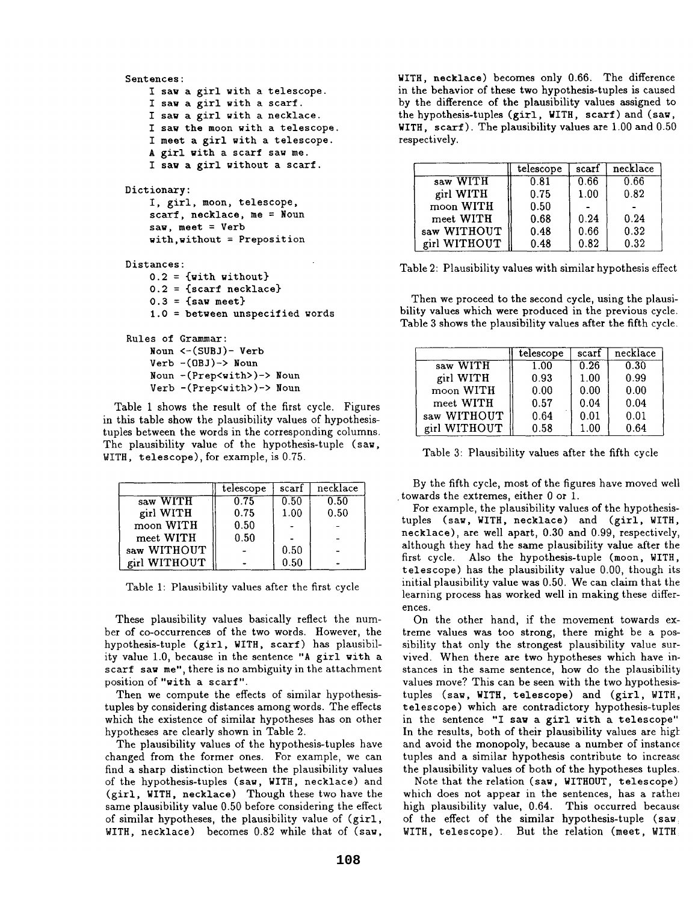```
Sentences:
     I saw a girl with a telescope.
     I saw a girl with a scarf.
     I saw a girl with a necklace.
     I saw the moon with a telescope.
     I meet a girl with a telescope.
     A girl with a scarf saw me.
     I saw a girl without a scarf.

Dictionary:
     I, girl, moon, telescope,
     scarf, necklace, me = Noun
     saw, meet = Verb
     with,without = Preposition

Distances:
     0.2 = {with without}
     0.2 = {scarf necklace}
     0.3 = {saw meet}
     1.0 = between unspecified words

Rules of Grammar:
     Noun <-(SUBJ)- Verb
     Verb -(OBJ)-> Noun
     Noun -(Prep<with>)-> Noun
     Verb -(Prep<with>)-> Noun
```

Table 1 shows the result of the first cycle. Figures in this table show the plausibility values of hypothesis-tuples between the words in the corresponding columns. The plausibility value of the hypothesis-tuple (saw, WITH, telescope), for example, is 0.75.

| | telescope | scarf | necklace |
|---|---|---|---|
| saw WITH | 0.75 | 0.50 | 0.50 |
| girl WITH | 0.75 | 1.00 | 0.50 |
| moon WITH | 0.50 | - | - |
| meet WITH | 0.50 | - | - |
| saw WITHOUT | - | 0.50 | - |
| girl WITHOUT | - | 0.50 | - |

Table 1: Plausibility values after the first cycle

These plausibility values basically reflect the number of co-occurrences of the two words. However, the hypothesis-tuple (girl, WITH, scarf) has plausibility value 1.0, because in the sentence "A girl with a scarf saw me", there is no ambiguity in the attachment position of "with a scarf".

Then we compute the effects of similar hypothesis-tuples by considering distances among words. The effects which the existence of similar hypotheses has on other hypotheses are clearly shown in Table 2.

The plausibility values of the hypothesis-tuples have changed from the former ones. For example, we can find a sharp distinction between the plausibility values of the hypothesis-tuples (saw, WITH, necklace) and (girl, WITH, necklace) Though these two have the same plausibility value 0.50 before considering the effect of similar hypotheses, the plausibility value of (girl, WITH, necklace) becomes 0.82 while that of (saw, WITH, necklace) becomes only 0.66. The difference in the behavior of these two hypothesis-tuples is caused by the difference of the plausibility values assigned to the hypothesis-tuples (girl, WITH, scarf) and (saw, WITH, scarf). The plausibility values are 1.00 and 0.50 respectively.

| | telescope | scarf | necklace |
|---|---|---|---|
| saw WITH | 0.81 | 0.66 | 0.66 |
| girl WITH | 0.75 | 1.00 | 0.82 |
| moon WITH | 0.50 | - | - |
| meet WITH | 0.68 | 0.24 | 0.24 |
| saw WITHOUT | 0.48 | 0.66 | 0.32 |
| girl WITHOUT | 0.48 | 0.82 | 0.32 |

Table 2: Plausibility values with similar hypothesis effect

Then we proceed to the second cycle, using the plausibility values which were produced in the previous cycle. Table 3 shows the plausibility values after the fifth cycle.

| | telescope | scarf | necklace |
|---|---|---|---|
| saw WITH | 1.00 | 0.26 | 0.30 |
| girl WITH | 0.93 | 1.00 | 0.99 |
| moon WITH | 0.00 | 0.00 | 0.00 |
| meet WITH | 0.57 | 0.04 | 0.04 |
| saw WITHOUT | 0.64 | 0.01 | 0.01 |
| girl WITHOUT | 0.58 | 1.00 | 0.64 |

Table 3: Plausibility values after the fifth cycle

By the fifth cycle, most of the figures have moved well towards the extremes, either 0 or 1.

For example, the plausibility values of the hypothesis-tuples (saw, WITH, necklace) and (girl, WITH, necklace), are well apart, 0.30 and 0.99, respectively, although they had the same plausibility value after the first cycle. Also the hypothesis-tuple (moon, WITH, telescope) has the plausibility value 0.00, though its initial plausibility value was 0.50. We can claim that the learning process has worked well in making these differences.

On the other hand, if the movement towards extreme values was too strong, there might be a possibility that only the strongest plausibility value survived. When there are two hypotheses which have instances in the same sentence, how do the plausibility values move? This can be seen with the two hypothesis-tuples (saw, WITH, telescope) and (girl, WITH, telescope) which are contradictory hypothesis-tuples in the sentence "I saw a girl with a telescope". In the results, both of their plausibility values are high and avoid the monopoly, because a number of instance tuples and a similar hypothesis contribute to increase the plausibility values of both of the hypotheses tuples.

Note that the relation (saw, WITHOUT, telescope) which does not appear in the sentences, has a rather high plausibility value, 0.64. This occurred because of the effect of the similar hypothesis-tuple (saw, WITH, telescope). But the relation (meet, WITH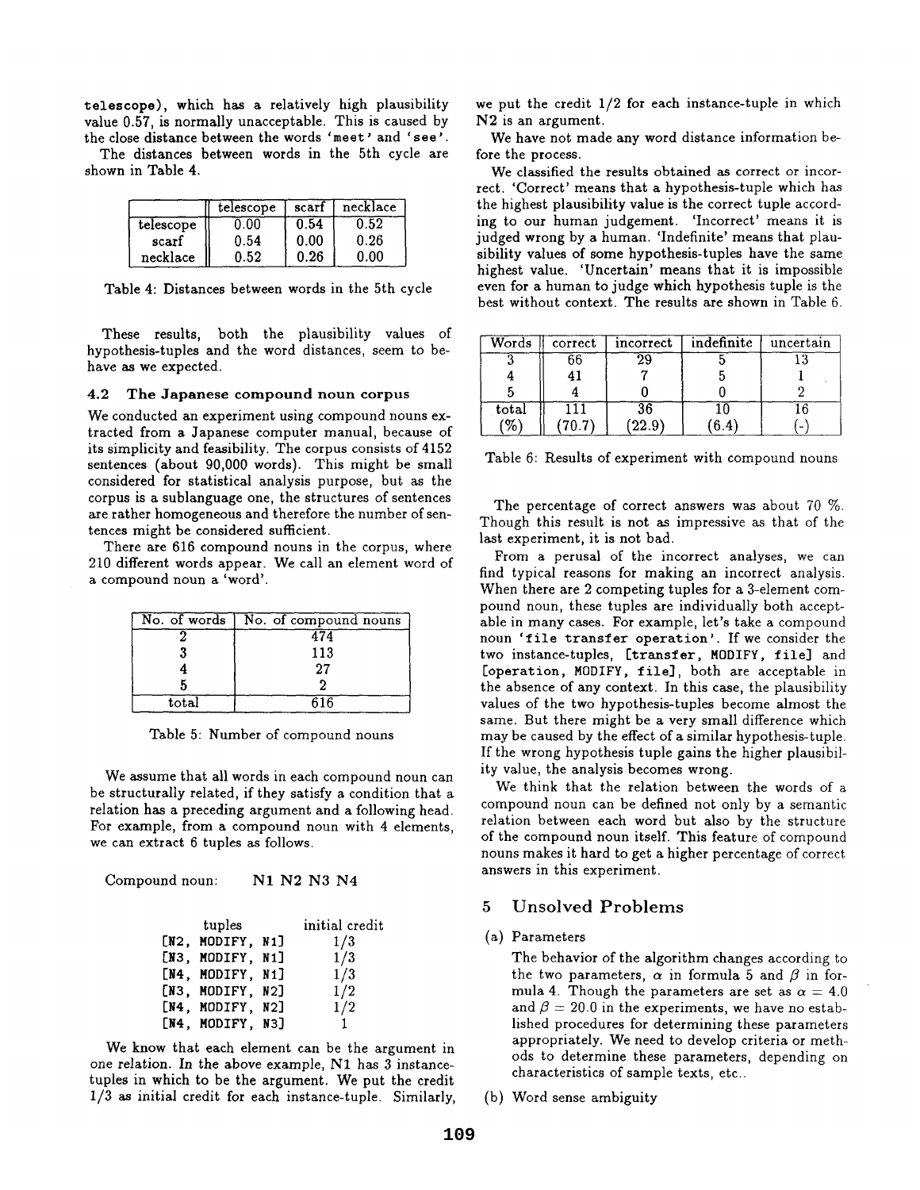telescope), which has a relatively high plausibility value 0.57, is normally unacceptable. This is caused by the close distance between the words 'meet' and 'see'.

The distances between words in the 5th cycle are shown in Table 4.

| | telescope | scarf | necklace |
|---|---|---|---|
| telescope | 0.00 | 0.54 | 0.52 |
| scarf | 0.54 | 0.00 | 0.26 |
| necklace | 0.52 | 0.26 | 0.00 |

Table 4: Distances between words in the 5th cycle

These results, both the plausibility values of hypothesis-tuples and the word distances, seem to behave as we expected.

### 4.2 The Japanese compound noun corpus

We conducted an experiment using compound nouns extracted from a Japanese computer manual, because of its simplicity and feasibility. The corpus consists of 4152 sentences (about 90,000 words). This might be small considered for statistical analysis purpose, but as the corpus is a sublanguage one, the structures of sentences are rather homogeneous and therefore the number of sentences might be considered sufficient.

There are 616 compound nouns in the corpus, where 210 different words appear. We call an element word of a compound noun a 'word'.

| No. of words | No. of compound nouns |
|---|---|
| 2 | 474 |
| 3 | 113 |
| 4 | 27 |
| 5 | 2 |
| total | 616 |

Table 5: Number of compound nouns

We assume that all words in each compound noun can be structurally related, if they satisfy a condition that a relation has a preceding argument and a following head. For example, from a compound noun with 4 elements, we can extract 6 tuples as follows.

Compound noun: N1 N2 N3 N4

| tuples | initial credit |
|---|---|
| [N2, MODIFY, N1] | 1/3 |
| [N3, MODIFY, N1] | 1/3 |
| [N4, MODIFY, N1] | 1/3 |
| [N3, MODIFY, N2] | 1/2 |
| [N4, MODIFY, N2] | 1/2 |
| [N4, MODIFY, N3] | 1 |

We know that each element can be the argument in one relation. In the above example, N1 has 3 instance-tuples in which to be the argument. We put the credit 1/3 as initial credit for each instance-tuple. Similarly, we put the credit 1/2 for each instance-tuple in which N2 is an argument.

We have not made any word distance information before the process.

We classified the results obtained as correct or incorrect. 'Correct' means that a hypothesis-tuple which has the highest plausibility value is the correct tuple according to our human judgement. 'Incorrect' means it is judged wrong by a human. 'Indefinite' means that plausibility values of some hypothesis-tuples have the same highest value. 'Uncertain' means that it is impossible even for a human to judge which hypothesis tuple is the best without context. The results are shown in Table 6.

| Words | correct | incorrect | indefinite | uncertain |
|---|---|---|---|---|
| 3 | 66 | 29 | 5 | 13 |
| 4 | 41 | 7 | 5 | 1 |
| 5 | 4 | 0 | 0 | 2 |
| total | 111 | 36 | 10 | 16 |
| (%) | (70.7) | (22.9) | (6.4) | (-) |

Table 6: Results of experiment with compound nouns

The percentage of correct answers was about 70 %. Though this result is not as impressive as that of the last experiment, it is not bad.

From a perusal of the incorrect analyses, we can find typical reasons for making an incorrect analysis. When there are 2 competing tuples for a 3-element compound noun, these tuples are individually both acceptable in many cases. For example, let's take a compound noun 'file transfer operation'. If we consider the two instance-tuples, [transfer, MODIFY, file] and [operation, MODIFY, file], both are acceptable in the absence of any context. In this case, the plausibility values of the two hypothesis-tuples become almost the same. But there might be a very small difference which may be caused by the effect of a similar hypothesis-tuple. If the wrong hypothesis tuple gains the higher plausibility value, the analysis becomes wrong.

We think that the relation between the words of a compound noun can be defined not only by a semantic relation between each word but also by the structure of the compound noun itself. This feature of compound nouns makes it hard to get a higher percentage of correct answers in this experiment.

## 5 Unsolved Problems

(a) Parameters

The behavior of the algorithm changes according to the two parameters, $\alpha$ in formula 5 and $\beta$ in formula 4. Though the parameters are set as $\alpha = 4.0$ and $\beta = 20.0$ in the experiments, we have no established procedures for determining these parameters appropriately. We need to develop criteria or methods to determine these parameters, depending on characteristics of sample texts, etc..

(b) Word sense ambiguity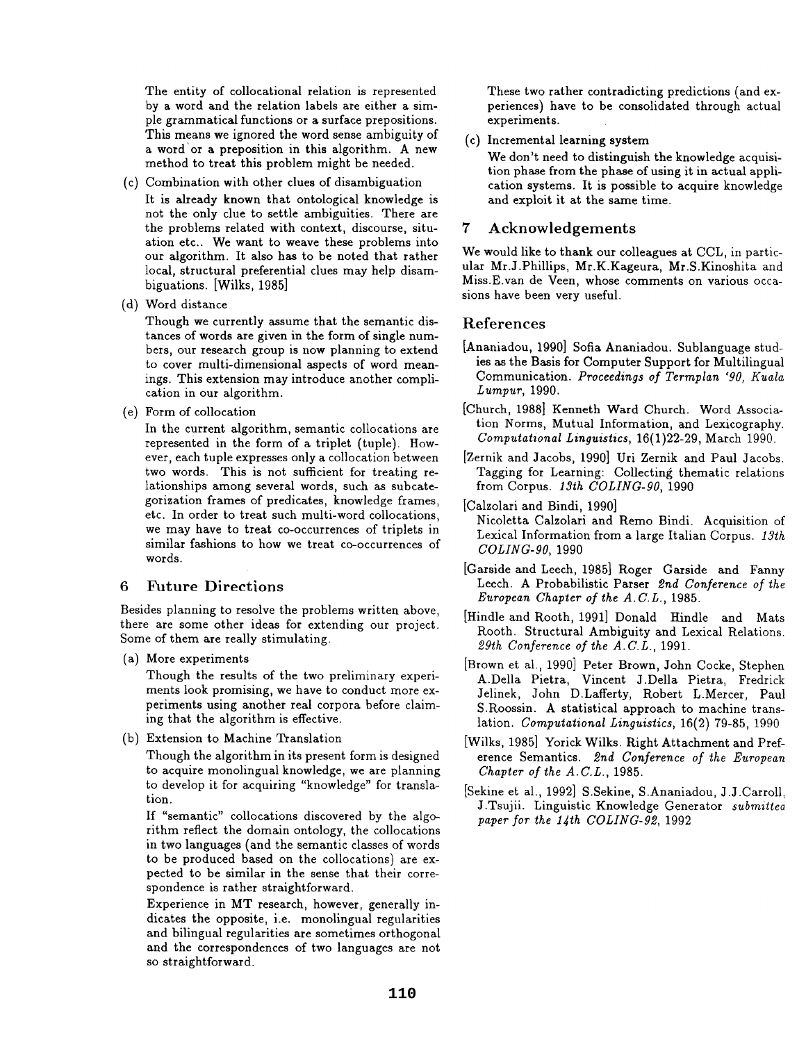The entity of collocational relation is represented by a word and the relation labels are either a simple grammatical functions or a surface prepositions. This means we ignored the word sense ambiguity of a word or a preposition in this algorithm. A new method to treat this problem might be needed.

(c) Combination with other clues of disambiguation

It is already known that ontological knowledge is not the only clue to settle ambiguities. There are the problems related with context, discourse, situation etc.. We want to weave these problems into our algorithm. It also has to be noted that rather local, structural preferential clues may help disambiguations. [Wilks, 1985]

(d) Word distance

Though we currently assume that the semantic distances of words are given in the form of single numbers, our research group is now planning to extend to cover multi-dimensional aspects of word meanings. This extension may introduce another complication in our algorithm.

(e) Form of collocation

In the current algorithm, semantic collocations are represented in the form of a triplet (tuple). However, each tuple expresses only a collocation between two words. This is not sufficient for treating relationships among several words, such as subcategorization frames of predicates, knowledge frames, etc. In order to treat such multi-word collocations, we may have to treat co-occurrences of triplets in similar fashions to how we treat co-occurrences of words.

## 6 Future Directions

Besides planning to resolve the problems written above, there are some other ideas for extending our project. Some of them are really stimulating.

(a) More experiments

Though the results of the two preliminary experiments look promising, we have to conduct more experiments using another real corpora before claiming that the algorithm is effective.

(b) Extension to Machine Translation

Though the algorithm in its present form is designed to acquire monolingual knowledge, we are planning to develop it for acquiring "knowledge" for translation.

If "semantic" collocations discovered by the algorithm reflect the domain ontology, the collocations in two languages (and the semantic classes of words to be produced based on the collocations) are expected to be similar in the sense that their correspondence is rather straightforward.

Experience in MT research, however, generally indicates the opposite, i.e. monolingual regularities and bilingual regularities are sometimes orthogonal and the correspondences of two languages are not so straightforward.

These two rather contradicting predictions (and experiences) have to be consolidated through actual experiments.

(c) Incremental learning system

We don't need to distinguish the knowledge acquisition phase from the phase of using it in actual application systems. It is possible to acquire knowledge and exploit it at the same time.

## 7 Acknowledgements

We would like to thank our colleagues at CCL, in particular Mr.J.Phillips, Mr.K.Kageura, Mr.S.Kinoshita and Miss.E.van de Veen, whose comments on various occasions have been very useful.

## References

[Ananiadou, 1990] Sofia Ananiadou. Sublanguage studies as the Basis for Computer Support for Multilingual Communication. *Proceedings of Termplan '90, Kuala Lumpur*, 1990.

[Church, 1988] Kenneth Ward Church. Word Association Norms, Mutual Information, and Lexicography. *Computational Linguistics*, 16(1)22-29, March 1990.

[Zernik and Jacobs, 1990] Uri Zernik and Paul Jacobs. Tagging for Learning: Collecting thematic relations from Corpus. *13th COLING-90*, 1990

[Calzolari and Bindi, 1990] Nicoletta Calzolari and Remo Bindi. Acquisition of Lexical Information from a large Italian Corpus. *13th COLING-90*, 1990

[Garside and Leech, 1985] Roger Garside and Fanny Leech. A Probabilistic Parser *2nd Conference of the European Chapter of the A.C.L.*, 1985.

[Hindle and Rooth, 1991] Donald Hindle and Mats Rooth. Structural Ambiguity and Lexical Relations. *29th Conference of the A.C.L.*, 1991.

[Brown et al., 1990] Peter Brown, John Cocke, Stephen A.Della Pietra, Vincent J.Della Pietra, Fredrick Jelinek, John D.Lafferty, Robert L.Mercer, Paul S.Roossin. A statistical approach to machine translation. *Computational Linguistics*, 16(2) 79-85, 1990

[Wilks, 1985] Yorick Wilks. Right Attachment and Preference Semantics. *2nd Conference of the European Chapter of the A.C.L.*, 1985.

[Sekine et al., 1992] S.Sekine, S.Ananiadou, J.J.Carroll, J.Tsujii. Linguistic Knowledge Generator *submitted paper for the 14th COLING-92*, 1992